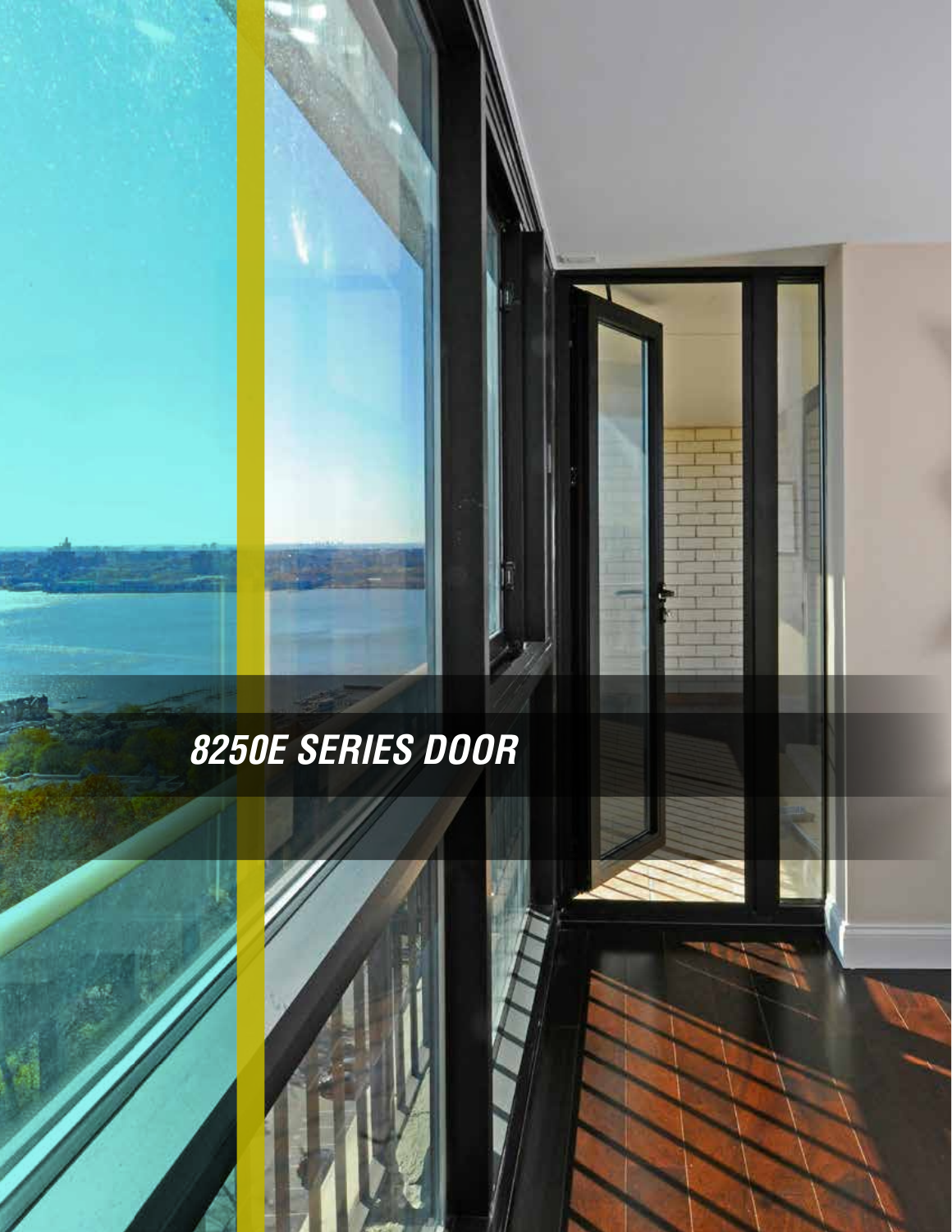# *8250E SERIES DOOR*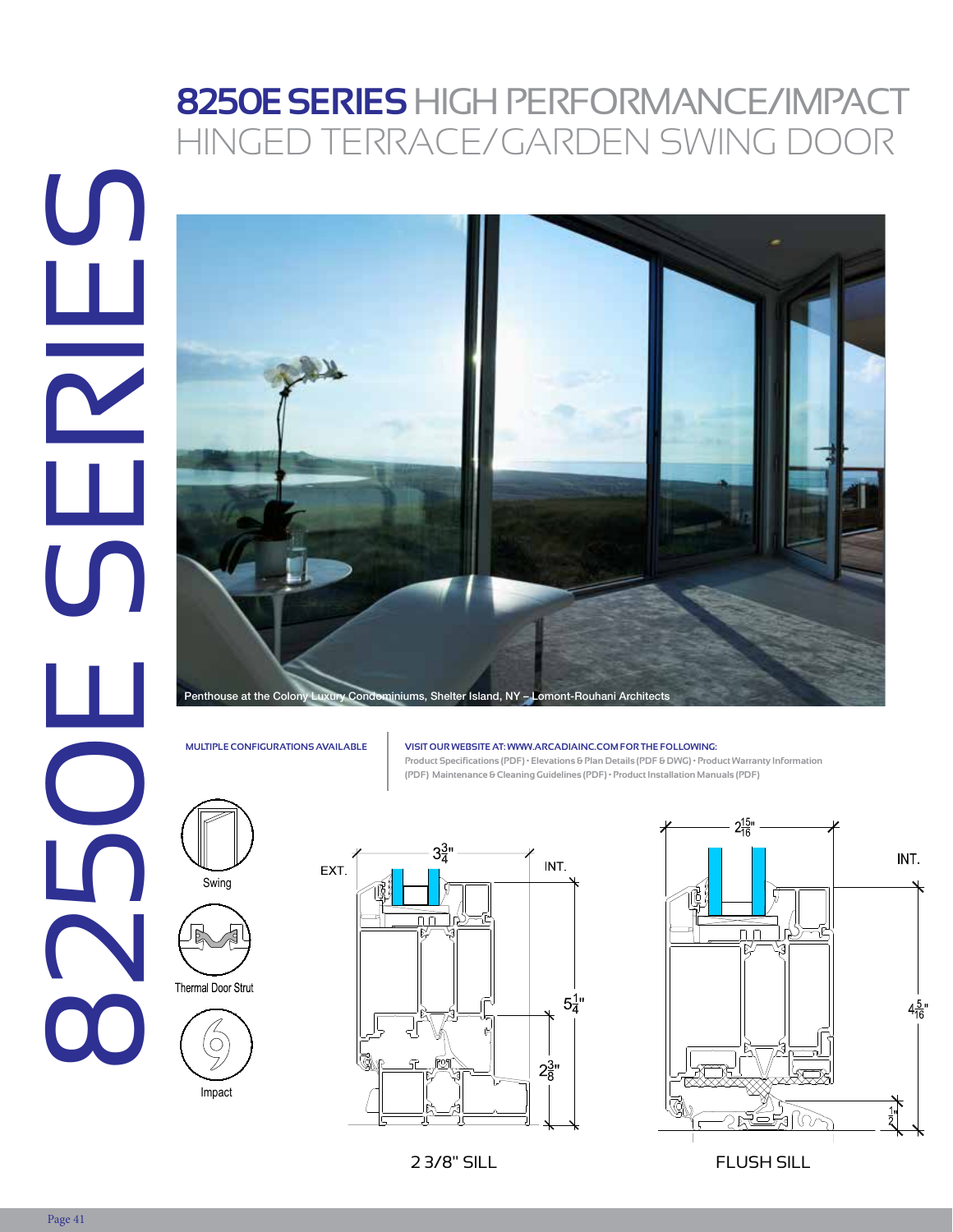# 8250E SERIES HIGH PERFORMANCE/IMPACT HINGED TERRACE/GARDEN SWING DOOR

8250E SERIES

Penthouse at the Colony Luxury Condominiums, Shelter Island, NY – Lomont-Rouhani Architects

**MULTIPLE CONFIGURATIONS AVAILABLE**

**VISIT OUR WEBSITE AT: WWW.ARCADIAINC.COM FOR THE FOLLOWING:**
Product Specifications (PDF) • Elevations & Plan Details (PDF & DWG) • Product Warranty Information (PDF) Maintenance & Cleaning Guidelines (PDF) • Product Installation Manuals (PDF)

Swing

Thermal Door Strut

Impact

EXT. $3\frac{3}{4}$" INT. $5\frac{1}{4}$" $2\frac{3}{8}$"

2 3/8" SILL

$2\frac{15}{16}$" INT. $4\frac{5}{16}$" $\frac{1}{2}$"

FLUSH SILL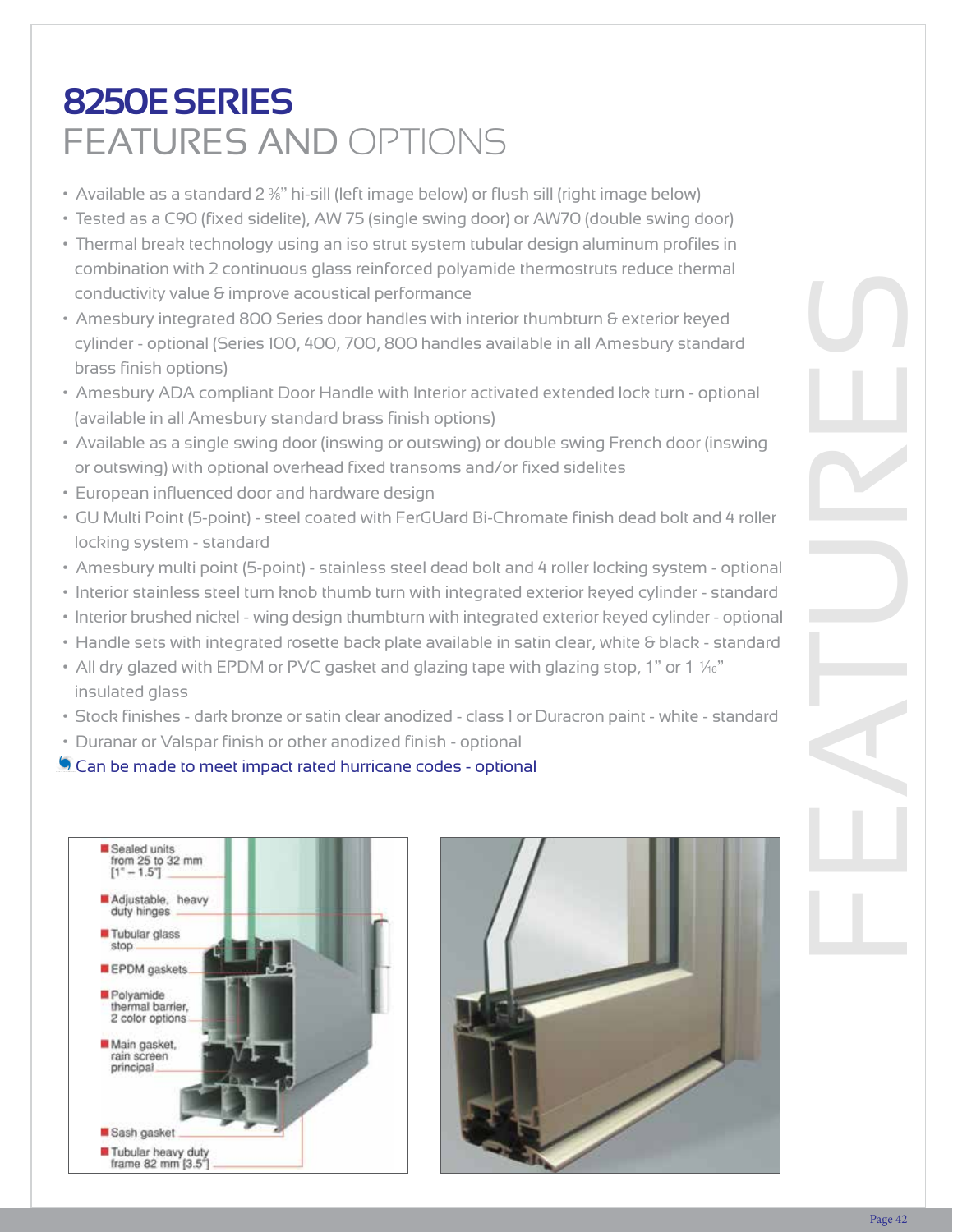# 8250E SERIES
## FEATURES AND OPTIONS

- Available as a standard 2 ⅜" hi-sill (left image below) or flush sill (right image below)
- Tested as a C90 (fixed sidelite), AW 75 (single swing door) or AW70 (double swing door)
- Thermal break technology using an iso strut system tubular design aluminum profiles in combination with 2 continuous glass reinforced polyamide thermostruts reduce thermal conductivity value & improve acoustical performance
- Amesbury integrated 800 Series door handles with interior thumbturn & exterior keyed cylinder - optional (Series 100, 400, 700, 800 handles available in all Amesbury standard brass finish options)
- Amesbury ADA compliant Door Handle with Interior activated extended lock turn - optional (available in all Amesbury standard brass finish options)
- Available as a single swing door (inswing or outswing) or double swing French door (inswing or outswing) with optional overhead fixed transoms and/or fixed sidelites
- European influenced door and hardware design
- GU Multi Point (5-point) - steel coated with FerGUard Bi-Chromate finish dead bolt and 4 roller locking system - standard
- Amesbury multi point (5-point) - stainless steel dead bolt and 4 roller locking system - optional
- Interior stainless steel turn knob thumb turn with integrated exterior keyed cylinder - standard
- Interior brushed nickel - wing design thumbturn with integrated exterior keyed cylinder - optional
- Handle sets with integrated rosette back plate available in satin clear, white & black - standard
- All dry glazed with EPDM or PVC gasket and glazing tape with glazing stop, 1" or 1 1⁄16" insulated glass
- Stock finishes - dark bronze or satin clear anodized - class 1 or Duracron paint - white - standard
- Duranar or Valspar finish or other anodized finish - optional
- Can be made to meet impact rated hurricane codes - optional

FEATURES

- Sealed units from 25 to 32 mm [1" – 1.5"]
- Adjustable, heavy duty hinges
- Tubular glass stop
- EPDM gaskets
- Polyamide thermal barrier, 2 color options
- Main gasket, rain screen principal
- Sash gasket
- Tubular heavy duty frame 82 mm [3.5"]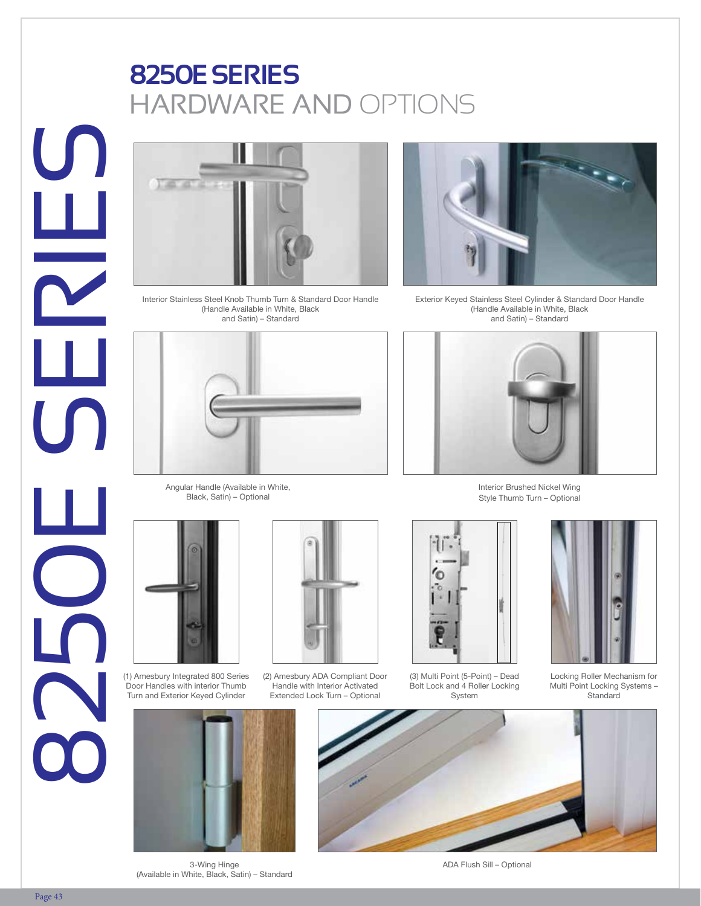# 8250E SERIES
## HARDWARE AND OPTIONS

Interior Stainless Steel Knob Thumb Turn & Standard Door Handle (Handle Available in White, Black and Satin) – Standard

Exterior Keyed Stainless Steel Cylinder & Standard Door Handle (Handle Available in White, Black and Satin) – Standard

Angular Handle (Available in White, Black, Satin) – Optional

Interior Brushed Nickel Wing Style Thumb Turn – Optional

(1) Amesbury Integrated 800 Series Door Handles with interior Thumb Turn and Exterior Keyed Cylinder

(2) Amesbury ADA Compliant Door Handle with Interior Activated Extended Lock Turn – Optional

(3) Multi Point (5-Point) – Dead Bolt Lock and 4 Roller Locking System

Locking Roller Mechanism for Multi Point Locking Systems – Standard

3-Wing Hinge (Available in White, Black, Satin) – Standard

ADA Flush Sill – Optional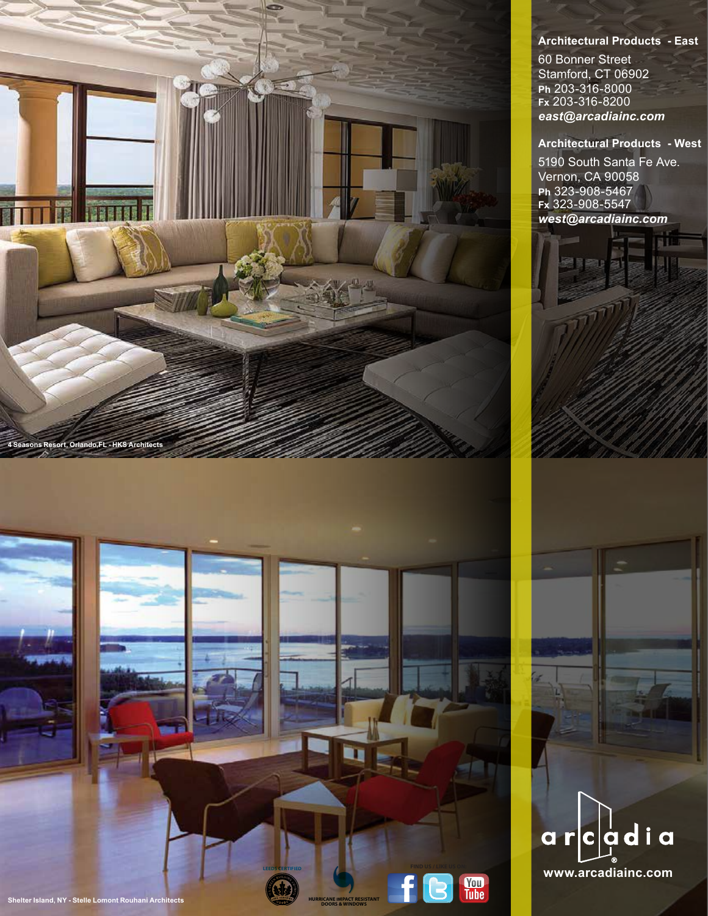**Architectural Products - East**

60 Bonner Street
Stamford, CT 06902
**Ph** 203-316-8000
**Fx** 203-316-8200
***east@arcadiainc.com***

**Architectural Products - West**

5190 South Santa Fe Ave.
Vernon, CA 90058
**Ph** 323-908-5467
**Fx** 323-908-5547
***west@arcadiainc.com***

**4 Seasons Resort, Orlando,FL - HKS Architects**

**Shelter Island, NY - Stelle Lomont Rouhani Architects**

LEED CERTIFIED

HURRICANE IMPACT RESISTANT DOORS & WINDOWS

FIND US / LIKE US ON

arcadia®

**www.arcadiainc.com**